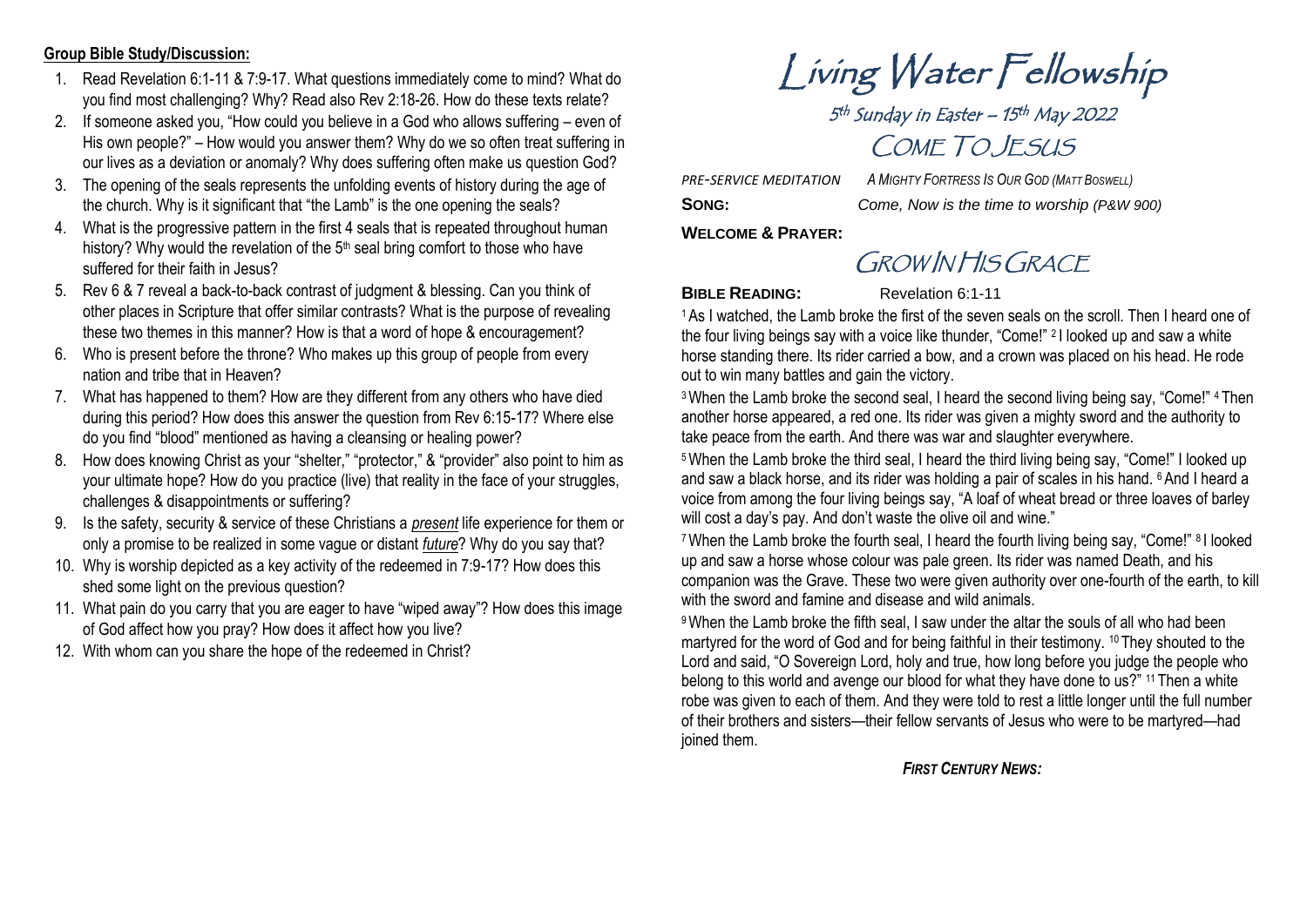**Group Bible Study/Discussion:**

1. Read Revelation 6:1-11 & 7:9-17. What questions immediately come to mind? What do you find most challenging? Why? Read also Rev 2:18-26. How do these texts relate?
2. If someone asked you, "How could you believe in a God who allows suffering – even of His own people?" – How would you answer them? Why do we so often treat suffering in our lives as a deviation or anomaly? Why does suffering often make us question God?
3. The opening of the seals represents the unfolding events of history during the age of the church. Why is it significant that "the Lamb" is the one opening the seals?
4. What is the progressive pattern in the first 4 seals that is repeated throughout human history? Why would the revelation of the 5th seal bring comfort to those who have suffered for their faith in Jesus?
5. Rev 6 & 7 reveal a back-to-back contrast of judgment & blessing. Can you think of other places in Scripture that offer similar contrasts? What is the purpose of revealing these two themes in this manner? How is that a word of hope & encouragement?
6. Who is present before the throne? Who makes up this group of people from every nation and tribe that in Heaven?
7. What has happened to them? How are they different from any others who have died during this period? How does this answer the question from Rev 6:15-17? Where else do you find "blood" mentioned as having a cleansing or healing power?
8. How does knowing Christ as your "shelter," "protector," & "provider" also point to him as your ultimate hope? How do you practice (live) that reality in the face of your struggles, challenges & disappointments or suffering?
9. Is the safety, security & service of these Christians a ***present*** life experience for them or only a promise to be realized in some vague or distant ***future***? Why do you say that?
10. Why is worship depicted as a key activity of the redeemed in 7:9-17? How does this shed some light on the previous question?
11. What pain do you carry that you are eager to have "wiped away"? How does this image of God affect how you pray? How does it affect how you live?
12. With whom can you share the hope of the redeemed in Christ?

# Living Water Fellowship

5th Sunday in Easter – 15th May 2022

## COME TO JESUS

*PRE-SERVICE MEDITATION* *A MIGHTY FORTRESS IS OUR GOD (MATT BOSWELL)*

**SONG:** *Come, Now is the time to worship (P&W 900)*

**WELCOME & PRAYER:**

## GROW IN HIS GRACE

**BIBLE READING:** Revelation 6:1-11

[1] As I watched, the Lamb broke the first of the seven seals on the scroll. Then I heard one of the four living beings say with a voice like thunder, "Come!" [2] I looked up and saw a white horse standing there. Its rider carried a bow, and a crown was placed on his head. He rode out to win many battles and gain the victory.

[3] When the Lamb broke the second seal, I heard the second living being say, "Come!" [4] Then another horse appeared, a red one. Its rider was given a mighty sword and the authority to take peace from the earth. And there was war and slaughter everywhere.

[5] When the Lamb broke the third seal, I heard the third living being say, "Come!" I looked up and saw a black horse, and its rider was holding a pair of scales in his hand. [6] And I heard a voice from among the four living beings say, "A loaf of wheat bread or three loaves of barley will cost a day's pay. And don't waste the olive oil and wine."

[7] When the Lamb broke the fourth seal, I heard the fourth living being say, "Come!" [8] I looked up and saw a horse whose colour was pale green. Its rider was named Death, and his companion was the Grave. These two were given authority over one-fourth of the earth, to kill with the sword and famine and disease and wild animals.

[9] When the Lamb broke the fifth seal, I saw under the altar the souls of all who had been martyred for the word of God and for being faithful in their testimony. [10] They shouted to the Lord and said, "O Sovereign Lord, holy and true, how long before you judge the people who belong to this world and avenge our blood for what they have done to us?" [11] Then a white robe was given to each of them. And they were told to rest a little longer until the full number of their brothers and sisters—their fellow servants of Jesus who were to be martyred—had joined them.

***FIRST CENTURY NEWS:***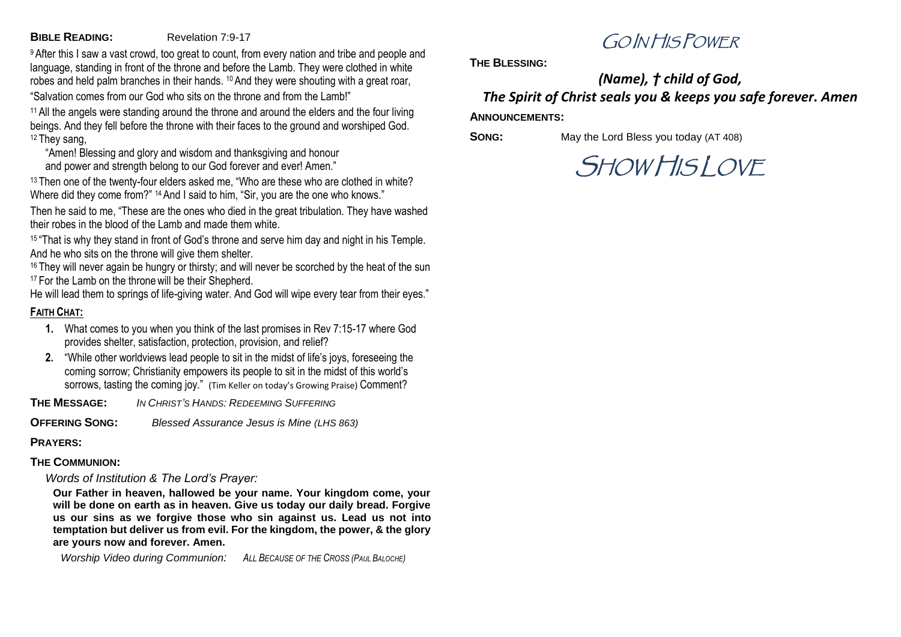**BIBLE READING:** Revelation 7:9-17

[9] After this I saw a vast crowd, too great to count, from every nation and tribe and people and language, standing in front of the throne and before the Lamb. They were clothed in white robes and held palm branches in their hands. [10] And they were shouting with a great roar,

"Salvation comes from our God who sits on the throne and from the Lamb!"

[11] All the angels were standing around the throne and around the elders and the four living beings. And they fell before the throne with their faces to the ground and worshiped God. [12] They sang,

"Amen! Blessing and glory and wisdom and thanksgiving and honour
and power and strength belong to our God forever and ever! Amen."

[13] Then one of the twenty-four elders asked me, "Who are these who are clothed in white? Where did they come from?" [14] And I said to him, "Sir, you are the one who knows."

Then he said to me, "These are the ones who died in the great tribulation. They have washed their robes in the blood of the Lamb and made them white.

[15] "That is why they stand in front of God's throne and serve him day and night in his Temple. And he who sits on the throne will give them shelter.

[16] They will never again be hungry or thirsty; and will never be scorched by the heat of the sun [17] For the Lamb on the throne will be their Shepherd.

He will lead them to springs of life-giving water. And God will wipe every tear from their eyes."

**FAITH CHAT:**

1. What comes to you when you think of the last promises in Rev 7:15-17 where God provides shelter, satisfaction, protection, provision, and relief?
2. "While other worldviews lead people to sit in the midst of life's joys, foreseeing the coming sorrow; Christianity empowers its people to sit in the midst of this world's sorrows, tasting the coming joy." (Tim Keller on today's Growing Praise) Comment?

**THE MESSAGE:** *IN CHRIST'S HANDS: REDEEMING SUFFERING*

**OFFERING SONG:** *Blessed Assurance Jesus is Mine (LHS 863)*

**PRAYERS:**

**THE COMMUNION:**

*Words of Institution & The Lord's Prayer:*

**Our Father in heaven, hallowed be your name. Your kingdom come, your will be done on earth as in heaven. Give us today our daily bread. Forgive us our sins as we forgive those who sin against us. Lead us not into temptation but deliver us from evil. For the kingdom, the power, & the glory are yours now and forever. Amen.**

*Worship Video during Communion:* *ALL BECAUSE OF THE CROSS (PAUL BALOCHE)*

# GO IN HIS POWER

**THE BLESSING:**

***(Name), † child of God,***
***The Spirit of Christ seals you & keeps you safe forever. Amen***

**ANNOUNCEMENTS:**

**SONG:** May the Lord Bless you today (AT 408)

# SHOW HIS LOVE